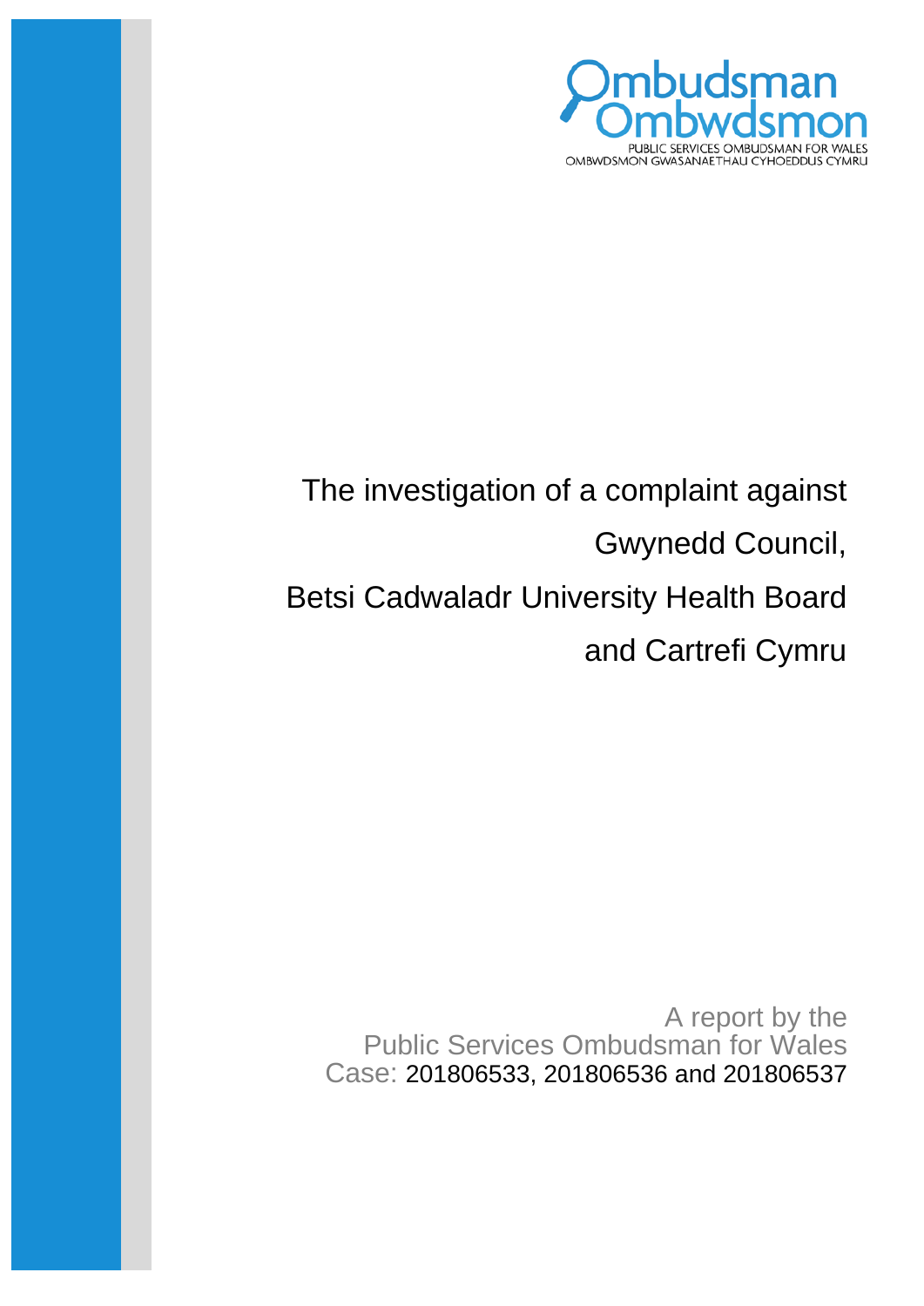Ombudsman
Ombwdsmon
PUBLIC SERVICES OMBUDSMAN FOR WALES
OMBWDSMON GWASANAETHAU CYHOEDDUS CYMRU

# The investigation of a complaint against Gwynedd Council, Betsi Cadwaladr University Health Board and Cartrefi Cymru

A report by the
Public Services Ombudsman for Wales
Case: 201806533, 201806536 and 201806537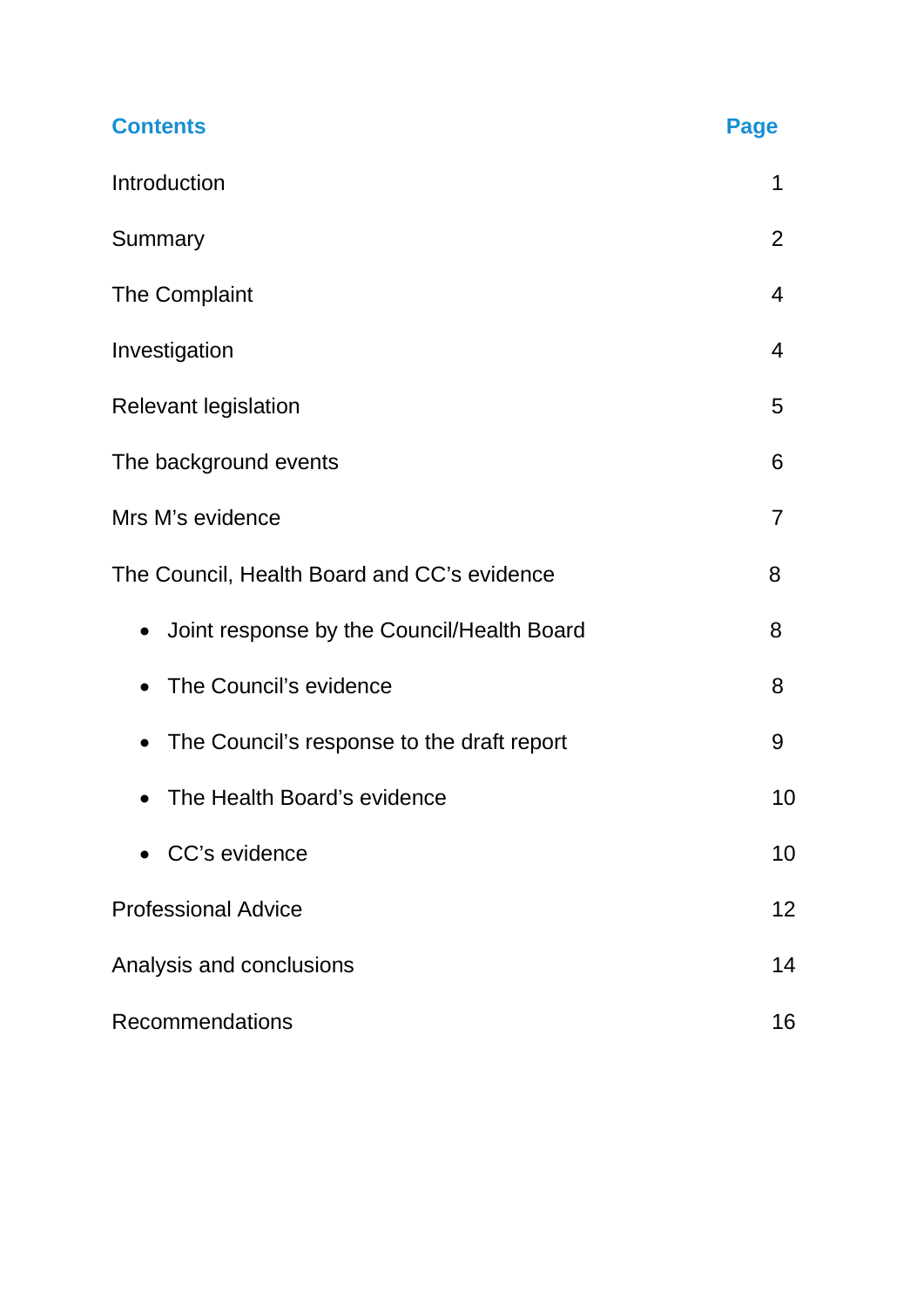| Contents | Page |
|---|---|
| Introduction | 1 |
| Summary | 2 |
| The Complaint | 4 |
| Investigation | 4 |
| Relevant legislation | 5 |
| The background events | 6 |
| Mrs M's evidence | 7 |
| The Council, Health Board and CC's evidence | 8 |
| • Joint response by the Council/Health Board | 8 |
| • The Council's evidence | 8 |
| • The Council's response to the draft report | 9 |
| • The Health Board's evidence | 10 |
| • CC's evidence | 10 |
| Professional Advice | 12 |
| Analysis and conclusions | 14 |
| Recommendations | 16 |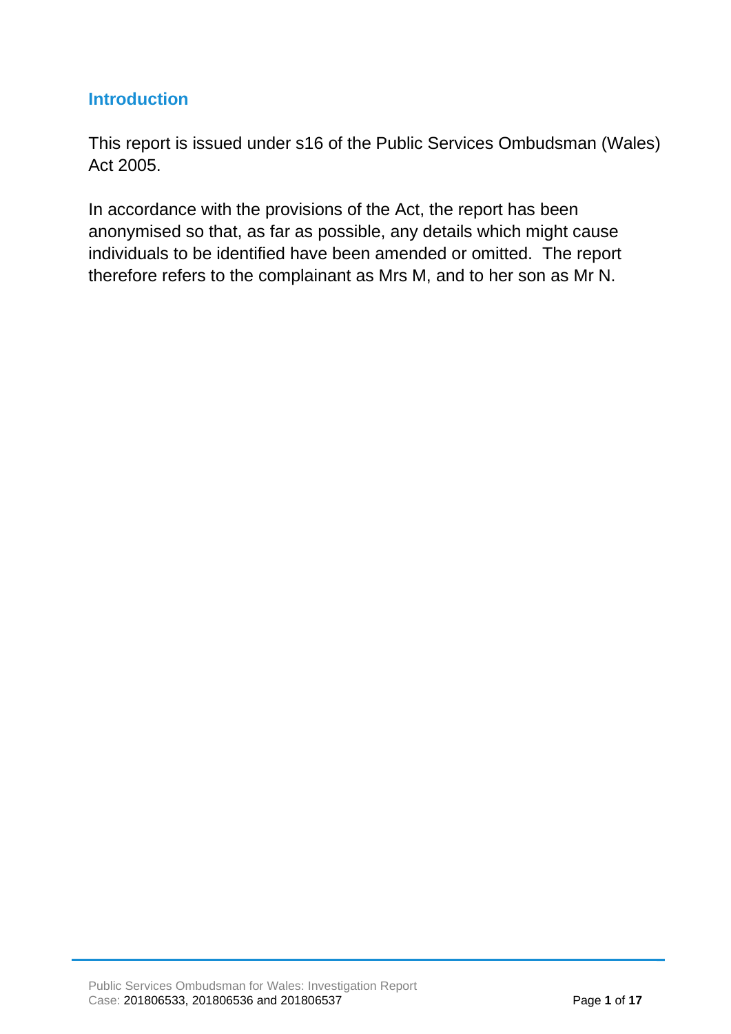## Introduction

This report is issued under s16 of the Public Services Ombudsman (Wales) Act 2005.

In accordance with the provisions of the Act, the report has been anonymised so that, as far as possible, any details which might cause individuals to be identified have been amended or omitted. The report therefore refers to the complainant as Mrs M, and to her son as Mr N.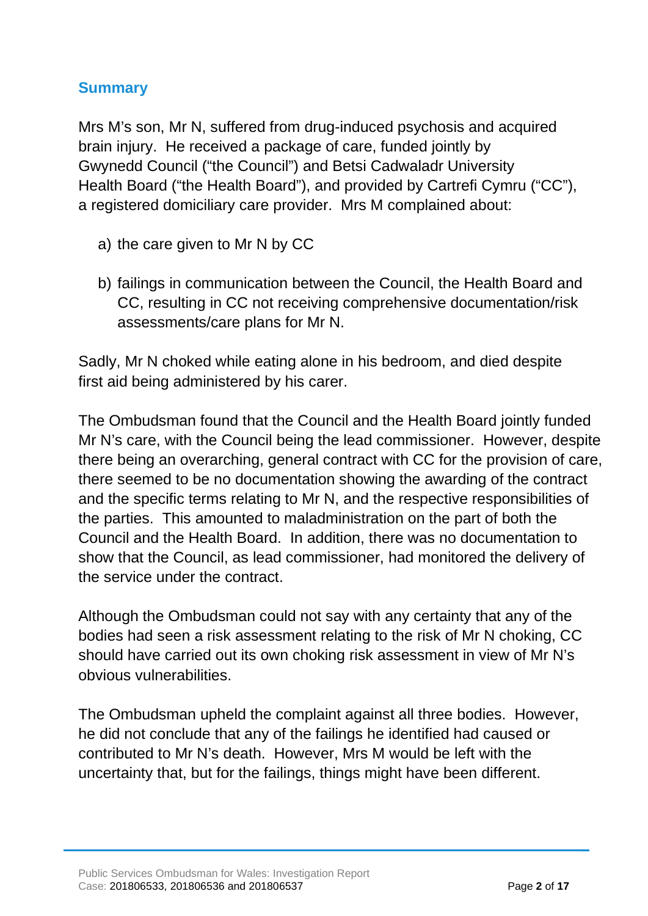## Summary

Mrs M's son, Mr N, suffered from drug-induced psychosis and acquired brain injury. He received a package of care, funded jointly by Gwynedd Council ("the Council") and Betsi Cadwaladr University Health Board ("the Health Board"), and provided by Cartrefi Cymru ("CC"), a registered domiciliary care provider. Mrs M complained about:

a) the care given to Mr N by CC

b) failings in communication between the Council, the Health Board and CC, resulting in CC not receiving comprehensive documentation/risk assessments/care plans for Mr N.

Sadly, Mr N choked while eating alone in his bedroom, and died despite first aid being administered by his carer.

The Ombudsman found that the Council and the Health Board jointly funded Mr N's care, with the Council being the lead commissioner. However, despite there being an overarching, general contract with CC for the provision of care, there seemed to be no documentation showing the awarding of the contract and the specific terms relating to Mr N, and the respective responsibilities of the parties. This amounted to maladministration on the part of both the Council and the Health Board. In addition, there was no documentation to show that the Council, as lead commissioner, had monitored the delivery of the service under the contract.

Although the Ombudsman could not say with any certainty that any of the bodies had seen a risk assessment relating to the risk of Mr N choking, CC should have carried out its own choking risk assessment in view of Mr N's obvious vulnerabilities.

The Ombudsman upheld the complaint against all three bodies. However, he did not conclude that any of the failings he identified had caused or contributed to Mr N's death. However, Mrs M would be left with the uncertainty that, but for the failings, things might have been different.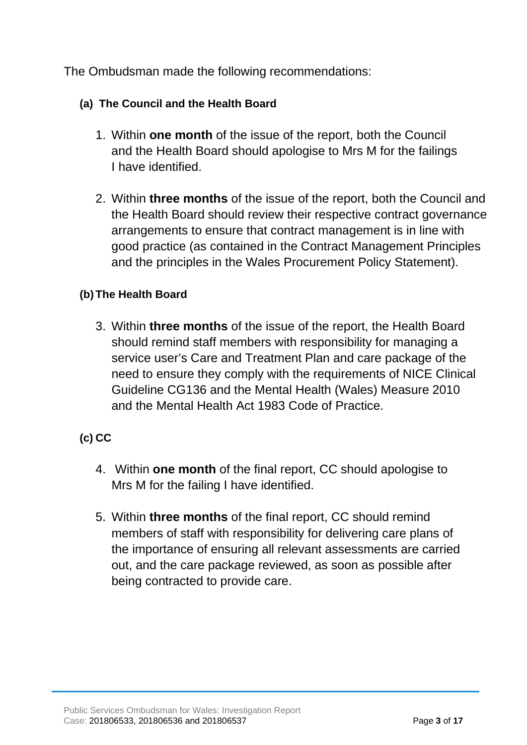The Ombudsman made the following recommendations:

**(a) The Council and the Health Board**

1. Within **one month** of the issue of the report, both the Council and the Health Board should apologise to Mrs M for the failings I have identified.

2. Within **three months** of the issue of the report, both the Council and the Health Board should review their respective contract governance arrangements to ensure that contract management is in line with good practice (as contained in the Contract Management Principles and the principles in the Wales Procurement Policy Statement).

**(b) The Health Board**

3. Within **three months** of the issue of the report, the Health Board should remind staff members with responsibility for managing a service user's Care and Treatment Plan and care package of the need to ensure they comply with the requirements of NICE Clinical Guideline CG136 and the Mental Health (Wales) Measure 2010 and the Mental Health Act 1983 Code of Practice.

**(c) CC**

4. Within **one month** of the final report, CC should apologise to Mrs M for the failing I have identified.

5. Within **three months** of the final report, CC should remind members of staff with responsibility for delivering care plans of the importance of ensuring all relevant assessments are carried out, and the care package reviewed, as soon as possible after being contracted to provide care.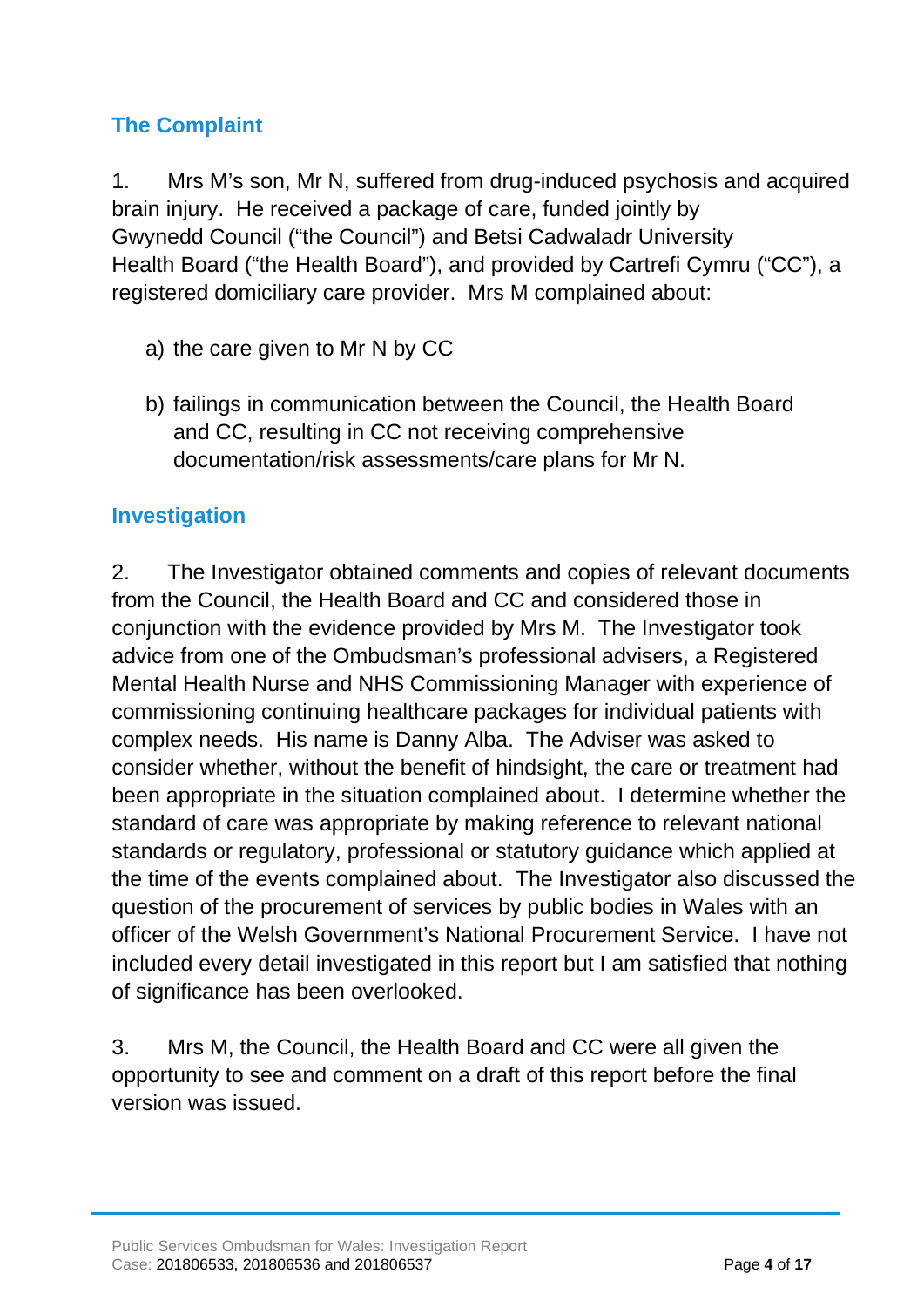## The Complaint

1. Mrs M's son, Mr N, suffered from drug-induced psychosis and acquired brain injury. He received a package of care, funded jointly by Gwynedd Council ("the Council") and Betsi Cadwaladr University Health Board ("the Health Board"), and provided by Cartrefi Cymru ("CC"), a registered domiciliary care provider. Mrs M complained about:

   a) the care given to Mr N by CC

   b) failings in communication between the Council, the Health Board and CC, resulting in CC not receiving comprehensive documentation/risk assessments/care plans for Mr N.

## Investigation

2. The Investigator obtained comments and copies of relevant documents from the Council, the Health Board and CC and considered those in conjunction with the evidence provided by Mrs M. The Investigator took advice from one of the Ombudsman's professional advisers, a Registered Mental Health Nurse and NHS Commissioning Manager with experience of commissioning continuing healthcare packages for individual patients with complex needs. His name is Danny Alba. The Adviser was asked to consider whether, without the benefit of hindsight, the care or treatment had been appropriate in the situation complained about. I determine whether the standard of care was appropriate by making reference to relevant national standards or regulatory, professional or statutory guidance which applied at the time of the events complained about. The Investigator also discussed the question of the procurement of services by public bodies in Wales with an officer of the Welsh Government's National Procurement Service. I have not included every detail investigated in this report but I am satisfied that nothing of significance has been overlooked.

3. Mrs M, the Council, the Health Board and CC were all given the opportunity to see and comment on a draft of this report before the final version was issued.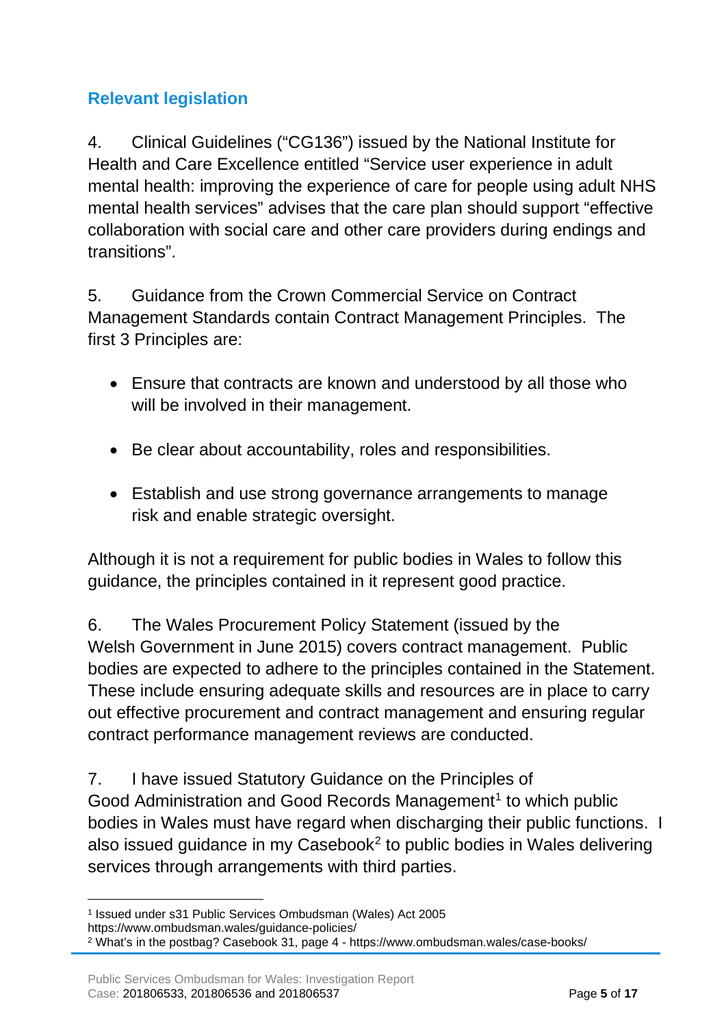## Relevant legislation

4. Clinical Guidelines ("CG136") issued by the National Institute for Health and Care Excellence entitled "Service user experience in adult mental health: improving the experience of care for people using adult NHS mental health services" advises that the care plan should support "effective collaboration with social care and other care providers during endings and transitions".

5. Guidance from the Crown Commercial Service on Contract Management Standards contain Contract Management Principles. The first 3 Principles are:

- Ensure that contracts are known and understood by all those who will be involved in their management.
- Be clear about accountability, roles and responsibilities.
- Establish and use strong governance arrangements to manage risk and enable strategic oversight.

Although it is not a requirement for public bodies in Wales to follow this guidance, the principles contained in it represent good practice.

6. The Wales Procurement Policy Statement (issued by the Welsh Government in June 2015) covers contract management. Public bodies are expected to adhere to the principles contained in the Statement. These include ensuring adequate skills and resources are in place to carry out effective procurement and contract management and ensuring regular contract performance management reviews are conducted.

7. I have issued Statutory Guidance on the Principles of Good Administration and Good Records Management[1] to which public bodies in Wales must have regard when discharging their public functions. I also issued guidance in my Casebook[2] to public bodies in Wales delivering services through arrangements with third parties.

---

[1] Issued under s31 Public Services Ombudsman (Wales) Act 2005 https://www.ombudsman.wales/guidance-policies/

[2] What's in the postbag? Casebook 31, page 4 - https://www.ombudsman.wales/case-books/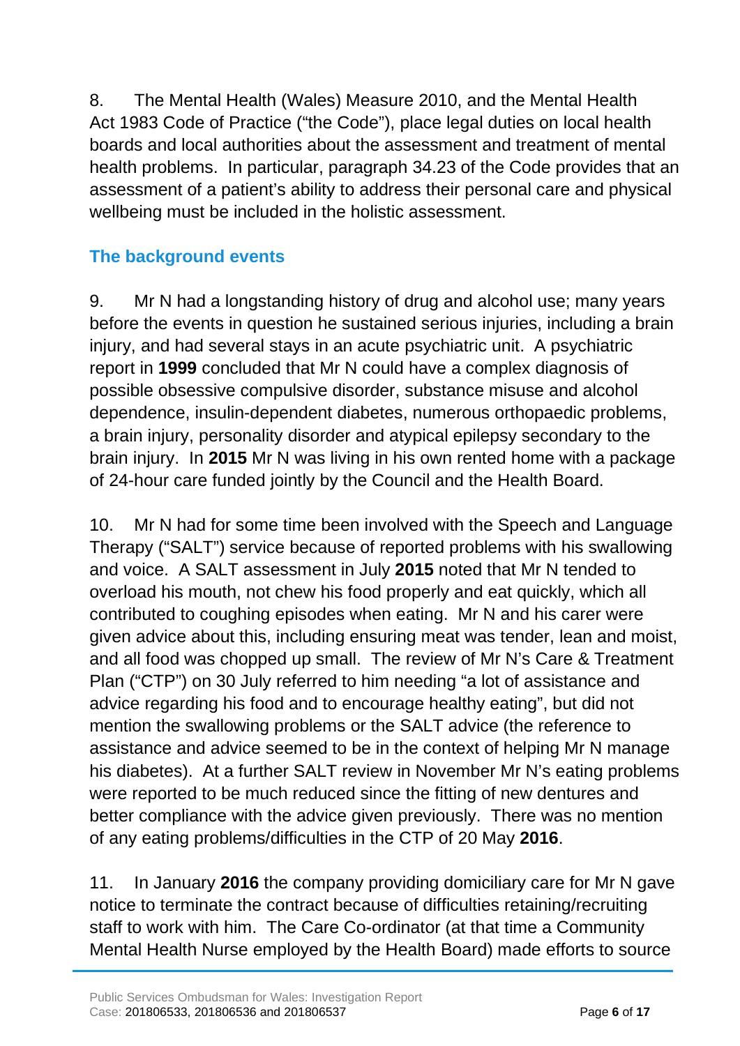8. The Mental Health (Wales) Measure 2010, and the Mental Health Act 1983 Code of Practice ("the Code"), place legal duties on local health boards and local authorities about the assessment and treatment of mental health problems. In particular, paragraph 34.23 of the Code provides that an assessment of a patient's ability to address their personal care and physical wellbeing must be included in the holistic assessment.

## The background events

9. Mr N had a longstanding history of drug and alcohol use; many years before the events in question he sustained serious injuries, including a brain injury, and had several stays in an acute psychiatric unit. A psychiatric report in **1999** concluded that Mr N could have a complex diagnosis of possible obsessive compulsive disorder, substance misuse and alcohol dependence, insulin-dependent diabetes, numerous orthopaedic problems, a brain injury, personality disorder and atypical epilepsy secondary to the brain injury. In **2015** Mr N was living in his own rented home with a package of 24-hour care funded jointly by the Council and the Health Board.

10. Mr N had for some time been involved with the Speech and Language Therapy ("SALT") service because of reported problems with his swallowing and voice. A SALT assessment in July **2015** noted that Mr N tended to overload his mouth, not chew his food properly and eat quickly, which all contributed to coughing episodes when eating. Mr N and his carer were given advice about this, including ensuring meat was tender, lean and moist, and all food was chopped up small. The review of Mr N's Care & Treatment Plan ("CTP") on 30 July referred to him needing "a lot of assistance and advice regarding his food and to encourage healthy eating", but did not mention the swallowing problems or the SALT advice (the reference to assistance and advice seemed to be in the context of helping Mr N manage his diabetes). At a further SALT review in November Mr N's eating problems were reported to be much reduced since the fitting of new dentures and better compliance with the advice given previously. There was no mention of any eating problems/difficulties in the CTP of 20 May **2016**.

11. In January **2016** the company providing domiciliary care for Mr N gave notice to terminate the contract because of difficulties retaining/recruiting staff to work with him. The Care Co-ordinator (at that time a Community Mental Health Nurse employed by the Health Board) made efforts to source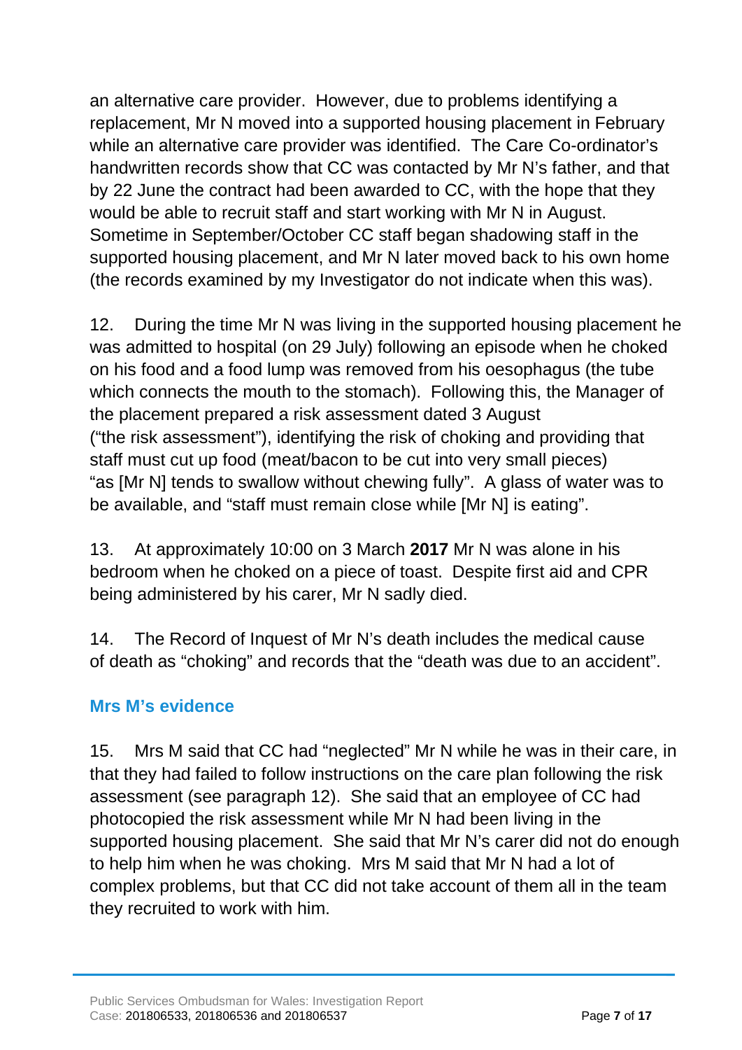an alternative care provider. However, due to problems identifying a replacement, Mr N moved into a supported housing placement in February while an alternative care provider was identified. The Care Co-ordinator's handwritten records show that CC was contacted by Mr N's father, and that by 22 June the contract had been awarded to CC, with the hope that they would be able to recruit staff and start working with Mr N in August. Sometime in September/October CC staff began shadowing staff in the supported housing placement, and Mr N later moved back to his own home (the records examined by my Investigator do not indicate when this was).

12. During the time Mr N was living in the supported housing placement he was admitted to hospital (on 29 July) following an episode when he choked on his food and a food lump was removed from his oesophagus (the tube which connects the mouth to the stomach). Following this, the Manager of the placement prepared a risk assessment dated 3 August ("the risk assessment"), identifying the risk of choking and providing that staff must cut up food (meat/bacon to be cut into very small pieces) "as [Mr N] tends to swallow without chewing fully". A glass of water was to be available, and "staff must remain close while [Mr N] is eating".

13. At approximately 10:00 on 3 March **2017** Mr N was alone in his bedroom when he choked on a piece of toast. Despite first aid and CPR being administered by his carer, Mr N sadly died.

14. The Record of Inquest of Mr N's death includes the medical cause of death as "choking" and records that the "death was due to an accident".

## Mrs M's evidence

15. Mrs M said that CC had "neglected" Mr N while he was in their care, in that they had failed to follow instructions on the care plan following the risk assessment (see paragraph 12). She said that an employee of CC had photocopied the risk assessment while Mr N had been living in the supported housing placement. She said that Mr N's carer did not do enough to help him when he was choking. Mrs M said that Mr N had a lot of complex problems, but that CC did not take account of them all in the team they recruited to work with him.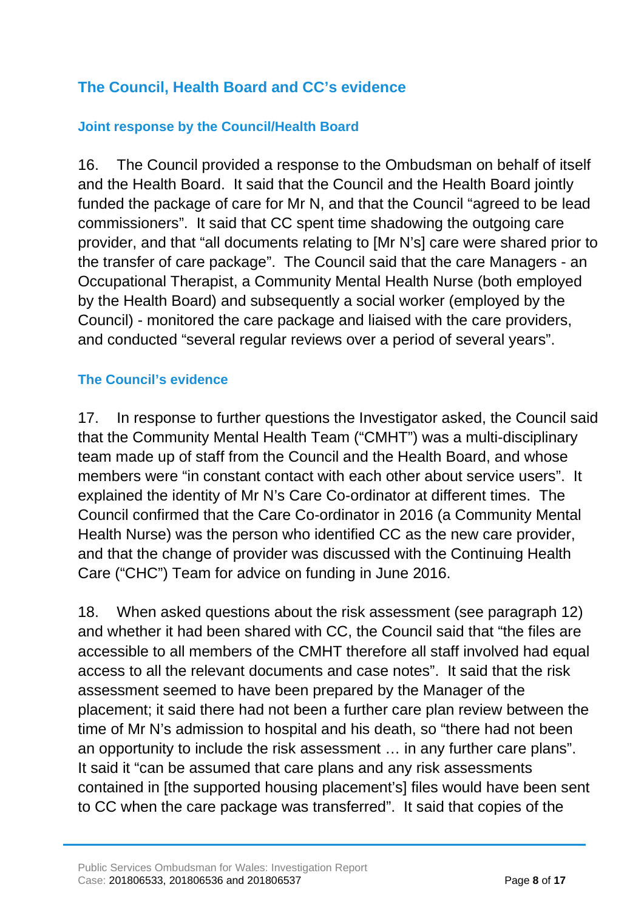## The Council, Health Board and CC's evidence

### Joint response by the Council/Health Board

16. The Council provided a response to the Ombudsman on behalf of itself and the Health Board. It said that the Council and the Health Board jointly funded the package of care for Mr N, and that the Council "agreed to be lead commissioners". It said that CC spent time shadowing the outgoing care provider, and that "all documents relating to [Mr N's] care were shared prior to the transfer of care package". The Council said that the care Managers - an Occupational Therapist, a Community Mental Health Nurse (both employed by the Health Board) and subsequently a social worker (employed by the Council) - monitored the care package and liaised with the care providers, and conducted "several regular reviews over a period of several years".

### The Council's evidence

17. In response to further questions the Investigator asked, the Council said that the Community Mental Health Team ("CMHT") was a multi-disciplinary team made up of staff from the Council and the Health Board, and whose members were "in constant contact with each other about service users". It explained the identity of Mr N's Care Co-ordinator at different times. The Council confirmed that the Care Co-ordinator in 2016 (a Community Mental Health Nurse) was the person who identified CC as the new care provider, and that the change of provider was discussed with the Continuing Health Care ("CHC") Team for advice on funding in June 2016.

18. When asked questions about the risk assessment (see paragraph 12) and whether it had been shared with CC, the Council said that "the files are accessible to all members of the CMHT therefore all staff involved had equal access to all the relevant documents and case notes". It said that the risk assessment seemed to have been prepared by the Manager of the placement; it said there had not been a further care plan review between the time of Mr N's admission to hospital and his death, so "there had not been an opportunity to include the risk assessment … in any further care plans". It said it "can be assumed that care plans and any risk assessments contained in [the supported housing placement's] files would have been sent to CC when the care package was transferred". It said that copies of the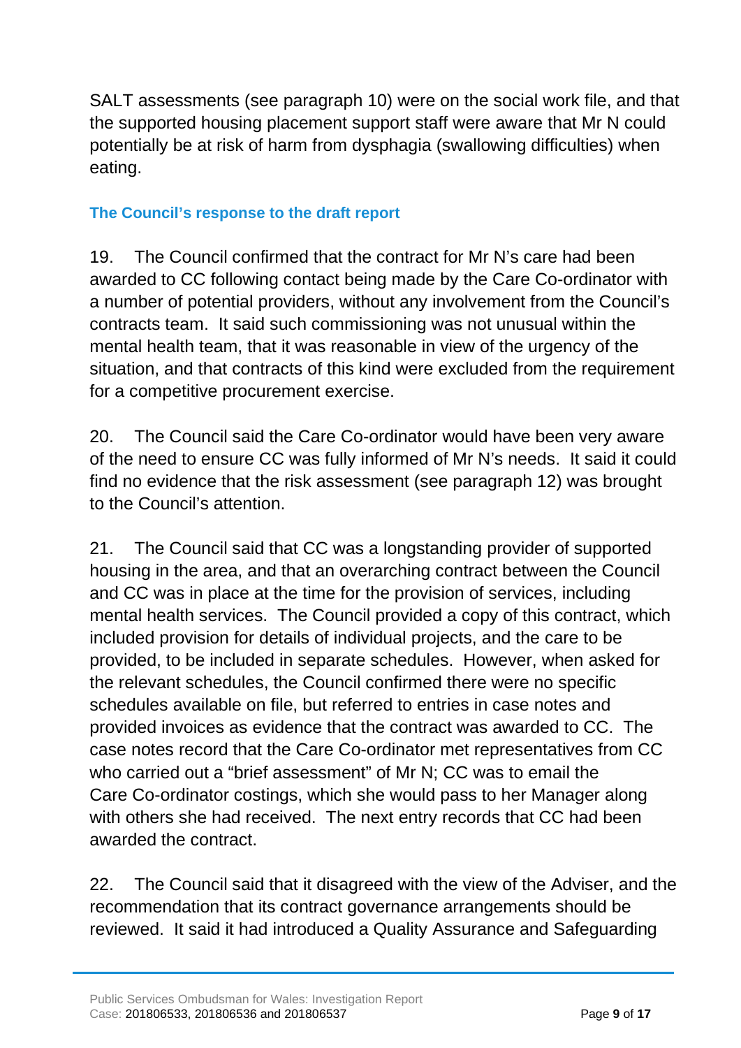SALT assessments (see paragraph 10) were on the social work file, and that the supported housing placement support staff were aware that Mr N could potentially be at risk of harm from dysphagia (swallowing difficulties) when eating.

### The Council's response to the draft report

19. The Council confirmed that the contract for Mr N's care had been awarded to CC following contact being made by the Care Co-ordinator with a number of potential providers, without any involvement from the Council's contracts team. It said such commissioning was not unusual within the mental health team, that it was reasonable in view of the urgency of the situation, and that contracts of this kind were excluded from the requirement for a competitive procurement exercise.

20. The Council said the Care Co-ordinator would have been very aware of the need to ensure CC was fully informed of Mr N's needs. It said it could find no evidence that the risk assessment (see paragraph 12) was brought to the Council's attention.

21. The Council said that CC was a longstanding provider of supported housing in the area, and that an overarching contract between the Council and CC was in place at the time for the provision of services, including mental health services. The Council provided a copy of this contract, which included provision for details of individual projects, and the care to be provided, to be included in separate schedules. However, when asked for the relevant schedules, the Council confirmed there were no specific schedules available on file, but referred to entries in case notes and provided invoices as evidence that the contract was awarded to CC. The case notes record that the Care Co-ordinator met representatives from CC who carried out a "brief assessment" of Mr N; CC was to email the Care Co-ordinator costings, which she would pass to her Manager along with others she had received. The next entry records that CC had been awarded the contract.

22. The Council said that it disagreed with the view of the Adviser, and the recommendation that its contract governance arrangements should be reviewed. It said it had introduced a Quality Assurance and Safeguarding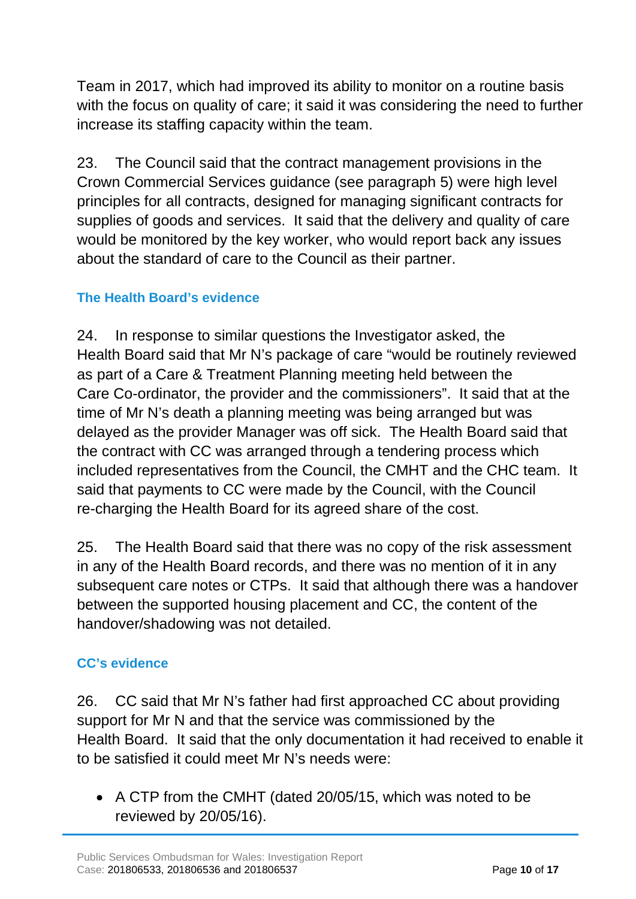Team in 2017, which had improved its ability to monitor on a routine basis with the focus on quality of care; it said it was considering the need to further increase its staffing capacity within the team.

23. The Council said that the contract management provisions in the Crown Commercial Services guidance (see paragraph 5) were high level principles for all contracts, designed for managing significant contracts for supplies of goods and services. It said that the delivery and quality of care would be monitored by the key worker, who would report back any issues about the standard of care to the Council as their partner.

### The Health Board's evidence

24. In response to similar questions the Investigator asked, the Health Board said that Mr N's package of care "would be routinely reviewed as part of a Care & Treatment Planning meeting held between the Care Co-ordinator, the provider and the commissioners". It said that at the time of Mr N's death a planning meeting was being arranged but was delayed as the provider Manager was off sick. The Health Board said that the contract with CC was arranged through a tendering process which included representatives from the Council, the CMHT and the CHC team. It said that payments to CC were made by the Council, with the Council re-charging the Health Board for its agreed share of the cost.

25. The Health Board said that there was no copy of the risk assessment in any of the Health Board records, and there was no mention of it in any subsequent care notes or CTPs. It said that although there was a handover between the supported housing placement and CC, the content of the handover/shadowing was not detailed.

### CC's evidence

26. CC said that Mr N's father had first approached CC about providing support for Mr N and that the service was commissioned by the Health Board. It said that the only documentation it had received to enable it to be satisfied it could meet Mr N's needs were:

- A CTP from the CMHT (dated 20/05/15, which was noted to be reviewed by 20/05/16).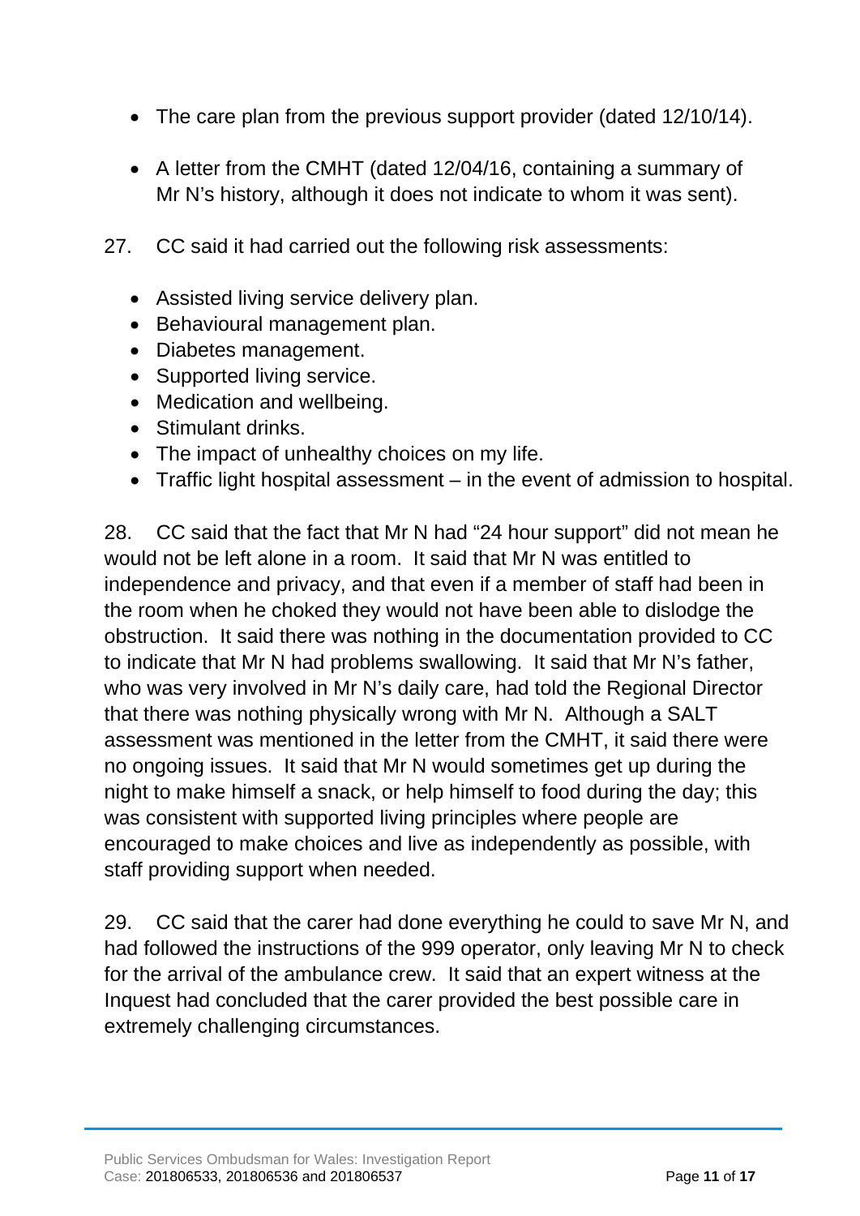- The care plan from the previous support provider (dated 12/10/14).
- A letter from the CMHT (dated 12/04/16, containing a summary of Mr N's history, although it does not indicate to whom it was sent).

27. CC said it had carried out the following risk assessments:

- Assisted living service delivery plan.
- Behavioural management plan.
- Diabetes management.
- Supported living service.
- Medication and wellbeing.
- Stimulant drinks.
- The impact of unhealthy choices on my life.
- Traffic light hospital assessment – in the event of admission to hospital.

28. CC said that the fact that Mr N had "24 hour support" did not mean he would not be left alone in a room. It said that Mr N was entitled to independence and privacy, and that even if a member of staff had been in the room when he choked they would not have been able to dislodge the obstruction. It said there was nothing in the documentation provided to CC to indicate that Mr N had problems swallowing. It said that Mr N's father, who was very involved in Mr N's daily care, had told the Regional Director that there was nothing physically wrong with Mr N. Although a SALT assessment was mentioned in the letter from the CMHT, it said there were no ongoing issues. It said that Mr N would sometimes get up during the night to make himself a snack, or help himself to food during the day; this was consistent with supported living principles where people are encouraged to make choices and live as independently as possible, with staff providing support when needed.

29. CC said that the carer had done everything he could to save Mr N, and had followed the instructions of the 999 operator, only leaving Mr N to check for the arrival of the ambulance crew. It said that an expert witness at the Inquest had concluded that the carer provided the best possible care in extremely challenging circumstances.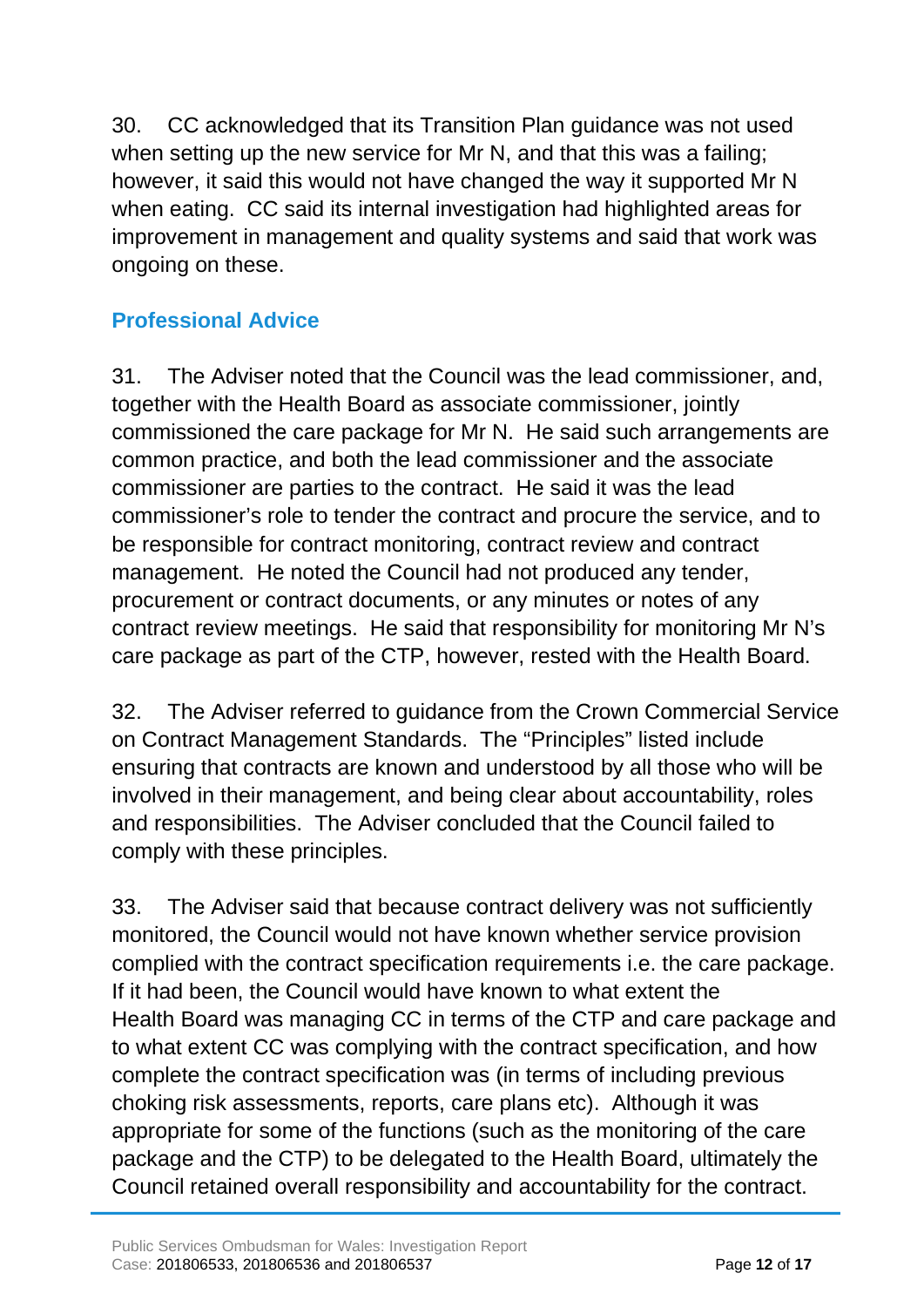30. CC acknowledged that its Transition Plan guidance was not used when setting up the new service for Mr N, and that this was a failing; however, it said this would not have changed the way it supported Mr N when eating. CC said its internal investigation had highlighted areas for improvement in management and quality systems and said that work was ongoing on these.

## Professional Advice

31. The Adviser noted that the Council was the lead commissioner, and, together with the Health Board as associate commissioner, jointly commissioned the care package for Mr N. He said such arrangements are common practice, and both the lead commissioner and the associate commissioner are parties to the contract. He said it was the lead commissioner's role to tender the contract and procure the service, and to be responsible for contract monitoring, contract review and contract management. He noted the Council had not produced any tender, procurement or contract documents, or any minutes or notes of any contract review meetings. He said that responsibility for monitoring Mr N's care package as part of the CTP, however, rested with the Health Board.

32. The Adviser referred to guidance from the Crown Commercial Service on Contract Management Standards. The "Principles" listed include ensuring that contracts are known and understood by all those who will be involved in their management, and being clear about accountability, roles and responsibilities. The Adviser concluded that the Council failed to comply with these principles.

33. The Adviser said that because contract delivery was not sufficiently monitored, the Council would not have known whether service provision complied with the contract specification requirements i.e. the care package. If it had been, the Council would have known to what extent the Health Board was managing CC in terms of the CTP and care package and to what extent CC was complying with the contract specification, and how complete the contract specification was (in terms of including previous choking risk assessments, reports, care plans etc). Although it was appropriate for some of the functions (such as the monitoring of the care package and the CTP) to be delegated to the Health Board, ultimately the Council retained overall responsibility and accountability for the contract.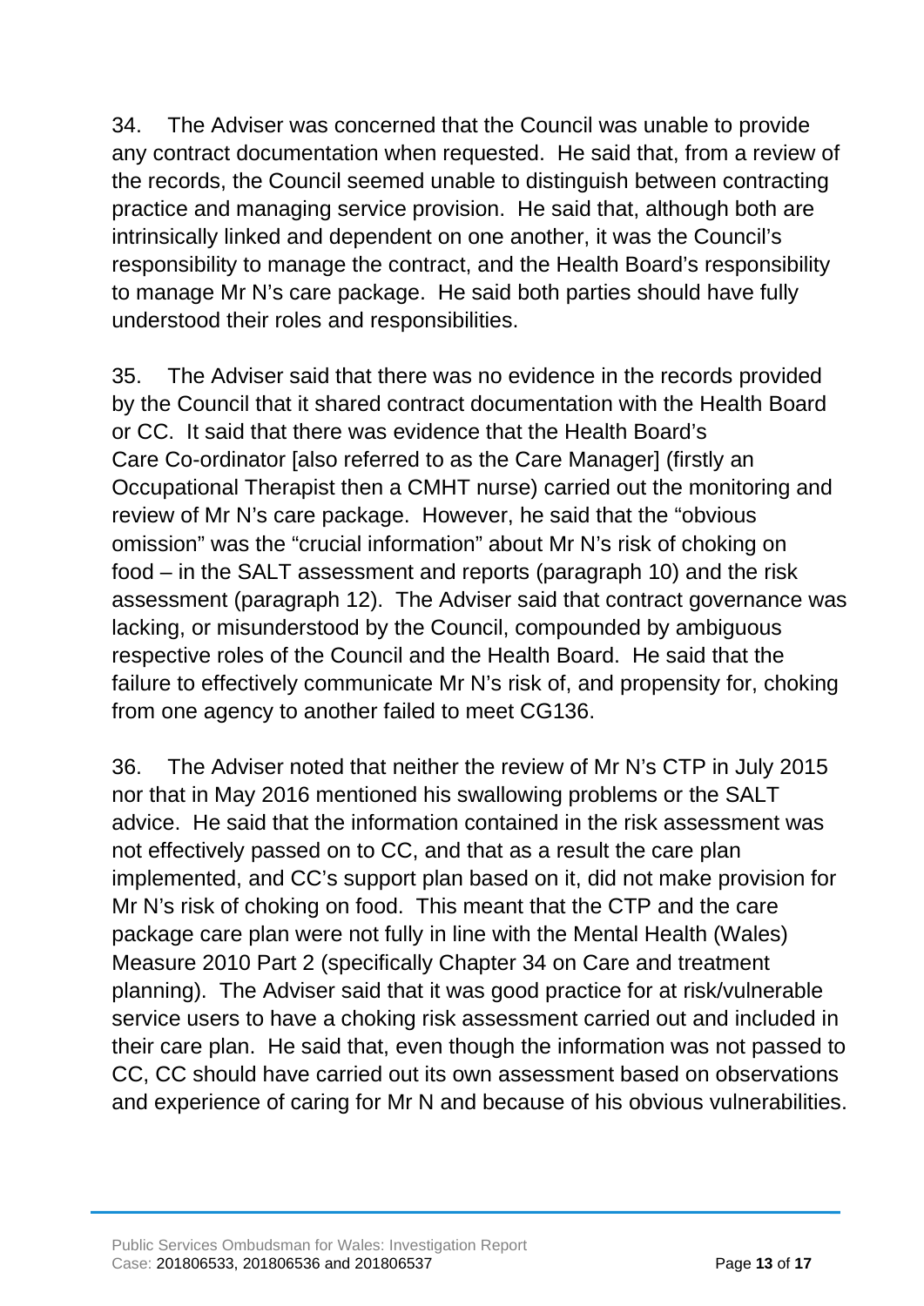34. The Adviser was concerned that the Council was unable to provide any contract documentation when requested. He said that, from a review of the records, the Council seemed unable to distinguish between contracting practice and managing service provision. He said that, although both are intrinsically linked and dependent on one another, it was the Council's responsibility to manage the contract, and the Health Board's responsibility to manage Mr N's care package. He said both parties should have fully understood their roles and responsibilities.

35. The Adviser said that there was no evidence in the records provided by the Council that it shared contract documentation with the Health Board or CC. It said that there was evidence that the Health Board's Care Co-ordinator [also referred to as the Care Manager] (firstly an Occupational Therapist then a CMHT nurse) carried out the monitoring and review of Mr N's care package. However, he said that the "obvious omission" was the "crucial information" about Mr N's risk of choking on food – in the SALT assessment and reports (paragraph 10) and the risk assessment (paragraph 12). The Adviser said that contract governance was lacking, or misunderstood by the Council, compounded by ambiguous respective roles of the Council and the Health Board. He said that the failure to effectively communicate Mr N's risk of, and propensity for, choking from one agency to another failed to meet CG136.

36. The Adviser noted that neither the review of Mr N's CTP in July 2015 nor that in May 2016 mentioned his swallowing problems or the SALT advice. He said that the information contained in the risk assessment was not effectively passed on to CC, and that as a result the care plan implemented, and CC's support plan based on it, did not make provision for Mr N's risk of choking on food. This meant that the CTP and the care package care plan were not fully in line with the Mental Health (Wales) Measure 2010 Part 2 (specifically Chapter 34 on Care and treatment planning). The Adviser said that it was good practice for at risk/vulnerable service users to have a choking risk assessment carried out and included in their care plan. He said that, even though the information was not passed to CC, CC should have carried out its own assessment based on observations and experience of caring for Mr N and because of his obvious vulnerabilities.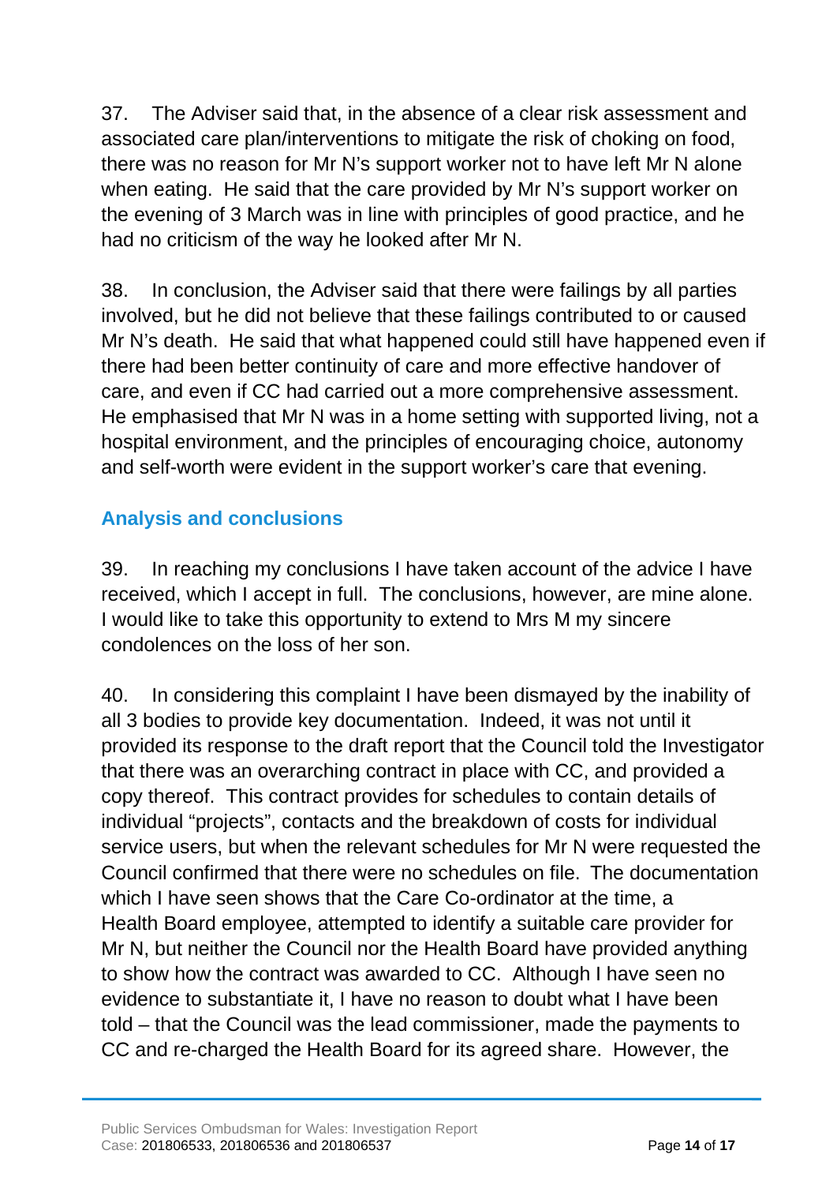37. The Adviser said that, in the absence of a clear risk assessment and associated care plan/interventions to mitigate the risk of choking on food, there was no reason for Mr N's support worker not to have left Mr N alone when eating. He said that the care provided by Mr N's support worker on the evening of 3 March was in line with principles of good practice, and he had no criticism of the way he looked after Mr N.

38. In conclusion, the Adviser said that there were failings by all parties involved, but he did not believe that these failings contributed to or caused Mr N's death. He said that what happened could still have happened even if there had been better continuity of care and more effective handover of care, and even if CC had carried out a more comprehensive assessment. He emphasised that Mr N was in a home setting with supported living, not a hospital environment, and the principles of encouraging choice, autonomy and self-worth were evident in the support worker's care that evening.

## Analysis and conclusions

39. In reaching my conclusions I have taken account of the advice I have received, which I accept in full. The conclusions, however, are mine alone. I would like to take this opportunity to extend to Mrs M my sincere condolences on the loss of her son.

40. In considering this complaint I have been dismayed by the inability of all 3 bodies to provide key documentation. Indeed, it was not until it provided its response to the draft report that the Council told the Investigator that there was an overarching contract in place with CC, and provided a copy thereof. This contract provides for schedules to contain details of individual "projects", contacts and the breakdown of costs for individual service users, but when the relevant schedules for Mr N were requested the Council confirmed that there were no schedules on file. The documentation which I have seen shows that the Care Co-ordinator at the time, a Health Board employee, attempted to identify a suitable care provider for Mr N, but neither the Council nor the Health Board have provided anything to show how the contract was awarded to CC. Although I have seen no evidence to substantiate it, I have no reason to doubt what I have been told – that the Council was the lead commissioner, made the payments to CC and re-charged the Health Board for its agreed share. However, the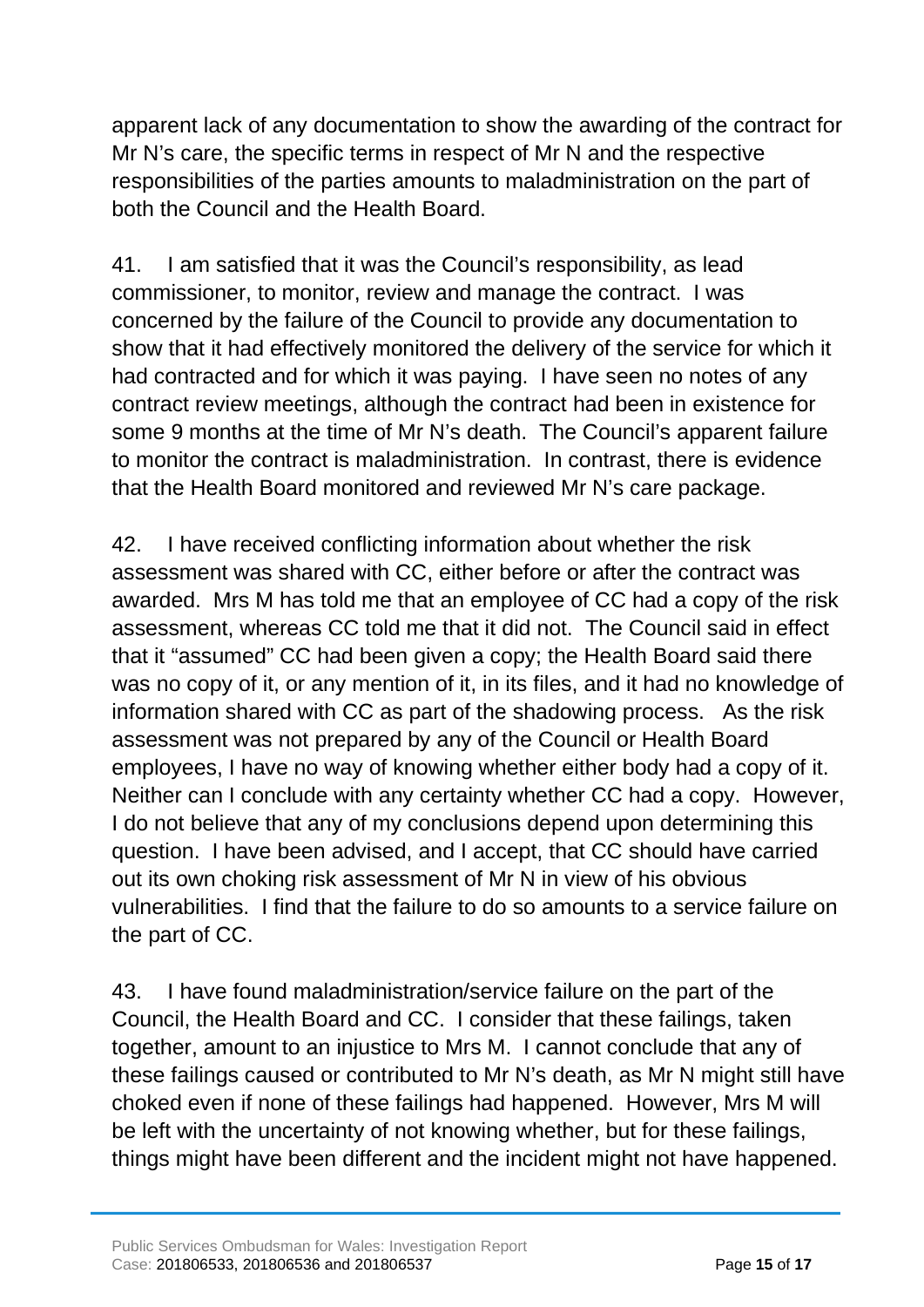apparent lack of any documentation to show the awarding of the contract for Mr N's care, the specific terms in respect of Mr N and the respective responsibilities of the parties amounts to maladministration on the part of both the Council and the Health Board.

41. I am satisfied that it was the Council's responsibility, as lead commissioner, to monitor, review and manage the contract. I was concerned by the failure of the Council to provide any documentation to show that it had effectively monitored the delivery of the service for which it had contracted and for which it was paying. I have seen no notes of any contract review meetings, although the contract had been in existence for some 9 months at the time of Mr N's death. The Council's apparent failure to monitor the contract is maladministration. In contrast, there is evidence that the Health Board monitored and reviewed Mr N's care package.

42. I have received conflicting information about whether the risk assessment was shared with CC, either before or after the contract was awarded. Mrs M has told me that an employee of CC had a copy of the risk assessment, whereas CC told me that it did not. The Council said in effect that it "assumed" CC had been given a copy; the Health Board said there was no copy of it, or any mention of it, in its files, and it had no knowledge of information shared with CC as part of the shadowing process. As the risk assessment was not prepared by any of the Council or Health Board employees, I have no way of knowing whether either body had a copy of it. Neither can I conclude with any certainty whether CC had a copy. However, I do not believe that any of my conclusions depend upon determining this question. I have been advised, and I accept, that CC should have carried out its own choking risk assessment of Mr N in view of his obvious vulnerabilities. I find that the failure to do so amounts to a service failure on the part of CC.

43. I have found maladministration/service failure on the part of the Council, the Health Board and CC. I consider that these failings, taken together, amount to an injustice to Mrs M. I cannot conclude that any of these failings caused or contributed to Mr N's death, as Mr N might still have choked even if none of these failings had happened. However, Mrs M will be left with the uncertainty of not knowing whether, but for these failings, things might have been different and the incident might not have happened.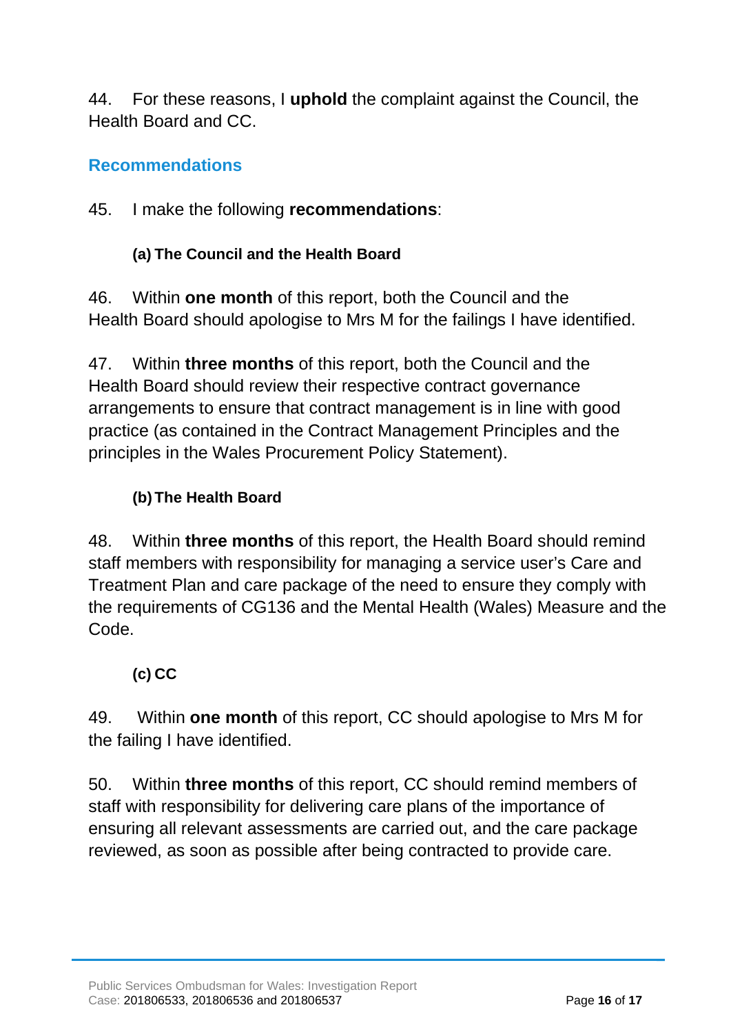44. For these reasons, I **uphold** the complaint against the Council, the Health Board and CC.

## Recommendations

45. I make the following **recommendations**:

### (a) The Council and the Health Board

46. Within **one month** of this report, both the Council and the Health Board should apologise to Mrs M for the failings I have identified.

47. Within **three months** of this report, both the Council and the Health Board should review their respective contract governance arrangements to ensure that contract management is in line with good practice (as contained in the Contract Management Principles and the principles in the Wales Procurement Policy Statement).

### (b) The Health Board

48. Within **three months** of this report, the Health Board should remind staff members with responsibility for managing a service user's Care and Treatment Plan and care package of the need to ensure they comply with the requirements of CG136 and the Mental Health (Wales) Measure and the Code.

### (c) CC

49. Within **one month** of this report, CC should apologise to Mrs M for the failing I have identified.

50. Within **three months** of this report, CC should remind members of staff with responsibility for delivering care plans of the importance of ensuring all relevant assessments are carried out, and the care package reviewed, as soon as possible after being contracted to provide care.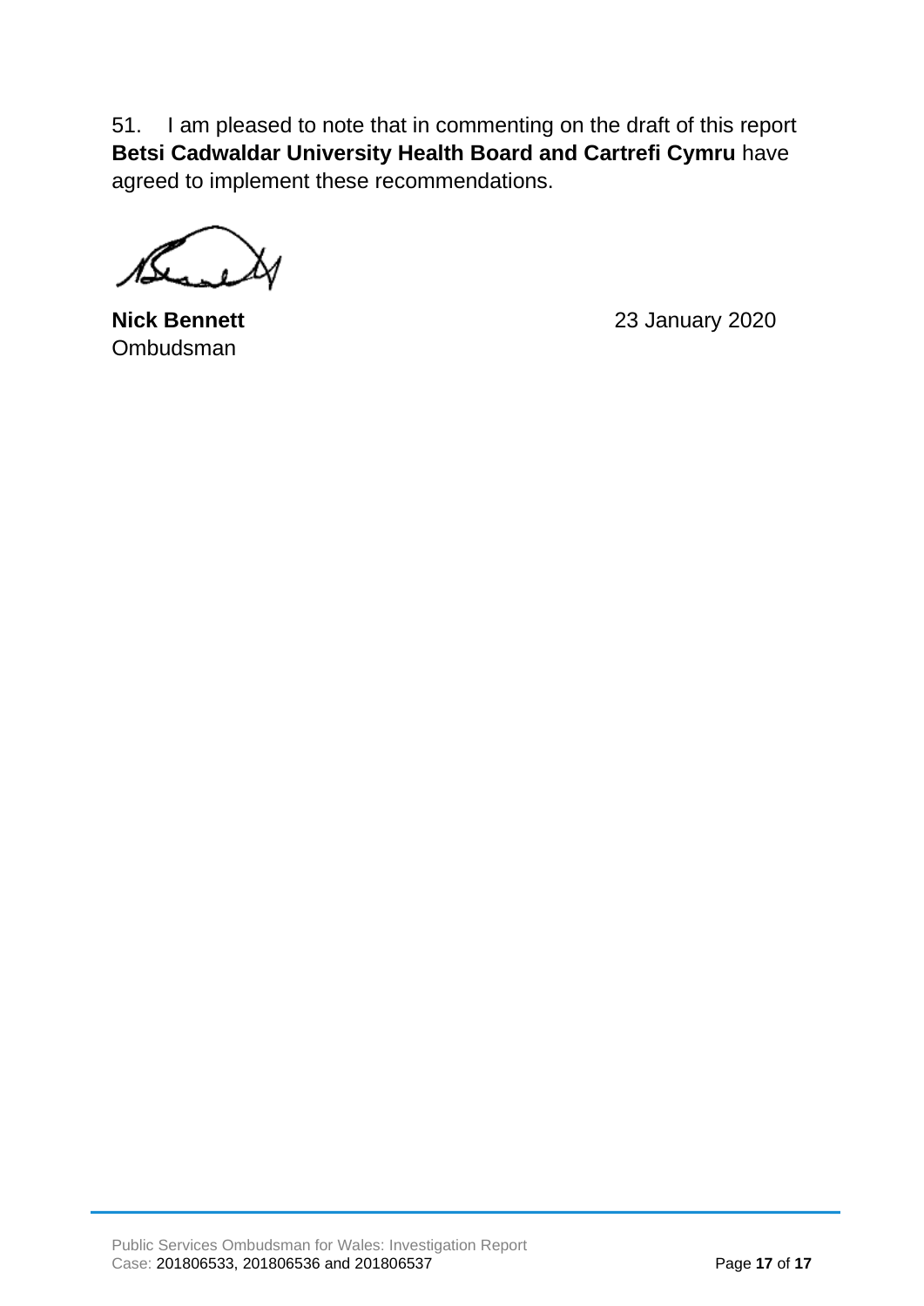51. I am pleased to note that in commenting on the draft of this report **Betsi Cadwaldar University Health Board and Cartrefi Cymru** have agreed to implement these recommendations.

**Nick Bennett**
Ombudsman

23 January 2020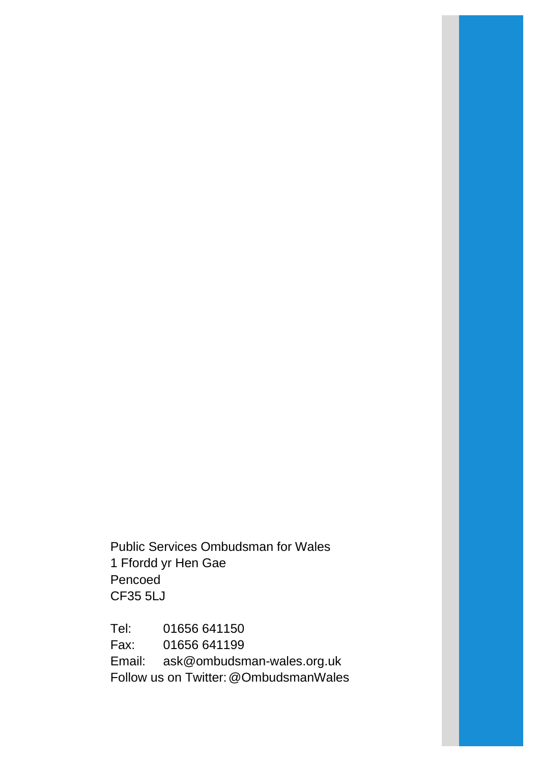Public Services Ombudsman for Wales
1 Ffordd yr Hen Gae
Pencoed
CF35 5LJ

Tel: 01656 641150
Fax: 01656 641199
Email: ask@ombudsman-wales.org.uk
Follow us on Twitter: @OmbudsmanWales